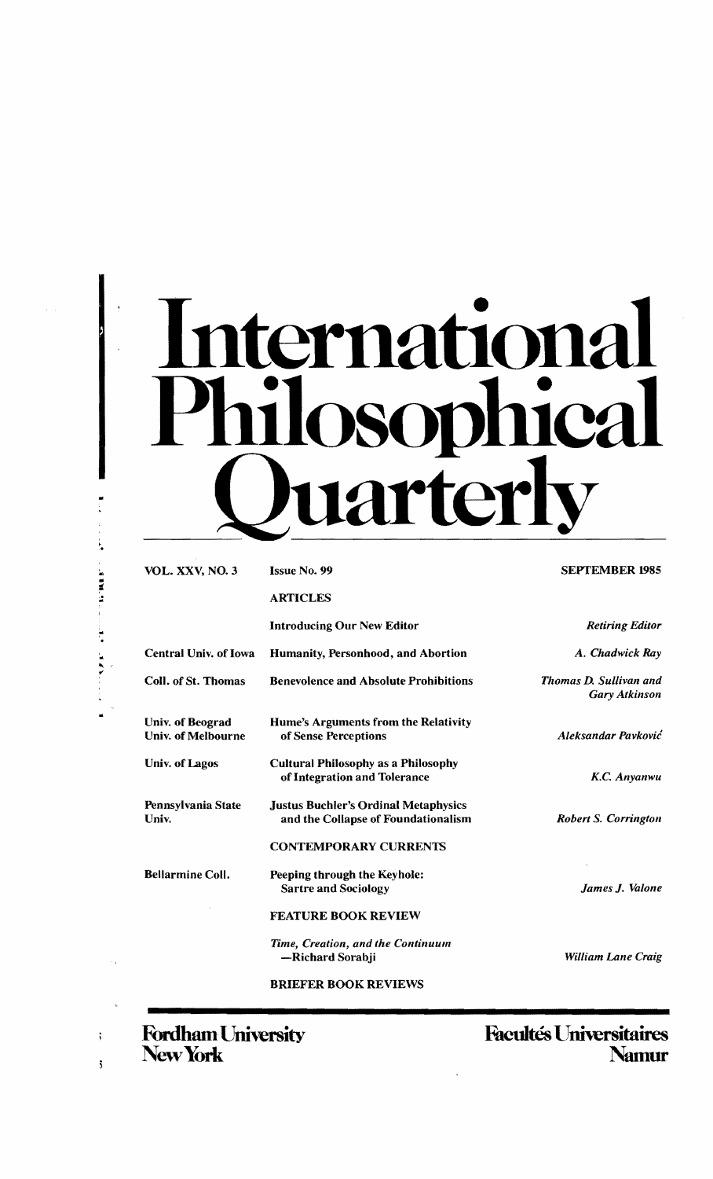# International Philosophical Quarterly

VOL. XXV, NO. 3 | Issue No. 99 | SEPTEMBER 1985

## ARTICLES

| | | |
|---|---|---|
| | Introducing Our New Editor | *Retiring Editor* |
| Central Univ. of Iowa | Humanity, Personhood, and Abortion | *A. Chadwick Ray* |
| Coll. of St. Thomas | Benevolence and Absolute Prohibitions | *Thomas D. Sullivan and Gary Atkinson* |
| Univ. of Beograd Univ. of Melbourne | Hume's Arguments from the Relativity of Sense Perceptions | *Aleksandar Pavković* |
| Univ. of Lagos | Cultural Philosophy as a Philosophy of Integration and Tolerance | *K.C. Anyanwu* |
| Pennsylvania State Univ. | Justus Buchler's Ordinal Metaphysics and the Collapse of Foundationalism | *Robert S. Corrington* |

## CONTEMPORARY CURRENTS

| | | |
|---|---|---|
| Bellarmine Coll. | Peeping through the Keyhole: Sartre and Sociology | *James J. Valone* |

## FEATURE BOOK REVIEW

*Time, Creation, and the Continuum* —Richard Sorabji — *William Lane Craig*

## BRIEFER BOOK REVIEWS

**Fordham University**
**New York**

**Facultés Universitaires**
**Namur**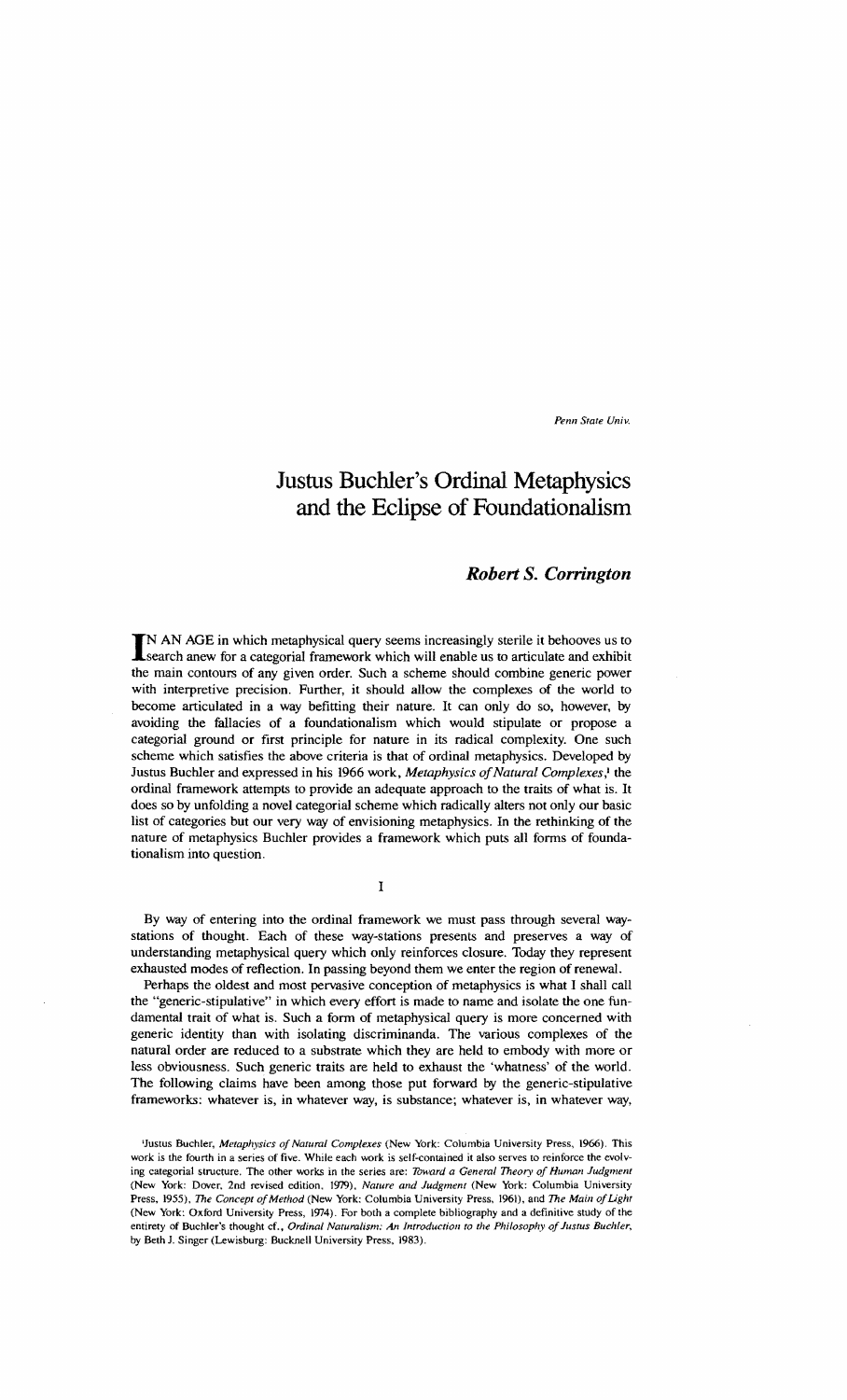# Justus Buchler's Ordinal Metaphysics and the Eclipse of Foundationalism

### *Robert S. Corrington*

IN AN AGE in which metaphysical query seems increasingly sterile it behooves us to search anew for a categorial framework which will enable us to articulate and exhibit the main contours of any given order. Such a scheme should combine generic power with interpretive precision. Further, it should allow the complexes of the world to become articulated in a way befitting their nature. It can only do so, however, by avoiding the fallacies of a foundationalism which would stipulate or propose a categorial ground or first principle for nature in its radical complexity. One such scheme which satisfies the above criteria is that of ordinal metaphysics. Developed by Justus Buchler and expressed in his 1966 work, *Metaphysics of Natural Complexes*,[1] the ordinal framework attempts to provide an adequate approach to the traits of what is. It does so by unfolding a novel categorial scheme which radically alters not only our basic list of categories but our very way of envisioning metaphysics. In the rethinking of the nature of metaphysics Buchler provides a framework which puts all forms of foundationalism into question.

## I

By way of entering into the ordinal framework we must pass through several way-stations of thought. Each of these way-stations presents and preserves a way of understanding metaphysical query which only reinforces closure. Today they represent exhausted modes of reflection. In passing beyond them we enter the region of renewal.

Perhaps the oldest and most pervasive conception of metaphysics is what I shall call the "generic-stipulative" in which every effort is made to name and isolate the one fundamental trait of what is. Such a form of metaphysical query is more concerned with generic identity than with isolating discriminanda. The various complexes of the natural order are reduced to a substrate which they are held to embody with more or less obviousness. Such generic traits are held to exhaust the 'whatness' of the world. The following claims have been among those put forward by the generic-stipulative frameworks: whatever is, in whatever way, is substance; whatever is, in whatever way,

[1] Justus Buchler, *Metaphysics of Natural Complexes* (New York: Columbia University Press, 1966). This work is the fourth in a series of five. While each work is self-contained it also serves to reinforce the evolving categorial structure. The other works in the series are: *Toward a General Theory of Human Judgment* (New York: Dover, 2nd revised edition, 1979), *Nature and Judgment* (New York: Columbia University Press, 1955), *The Concept of Method* (New York: Columbia University Press, 1961), and *The Main of Light* (New York: Oxford University Press, 1974). For both a complete bibliography and a definitive study of the entirety of Buchler's thought cf., *Ordinal Naturalism: An Introduction to the Philosophy of Justus Buchler*, by Beth J. Singer (Lewisburg: Bucknell University Press, 1983).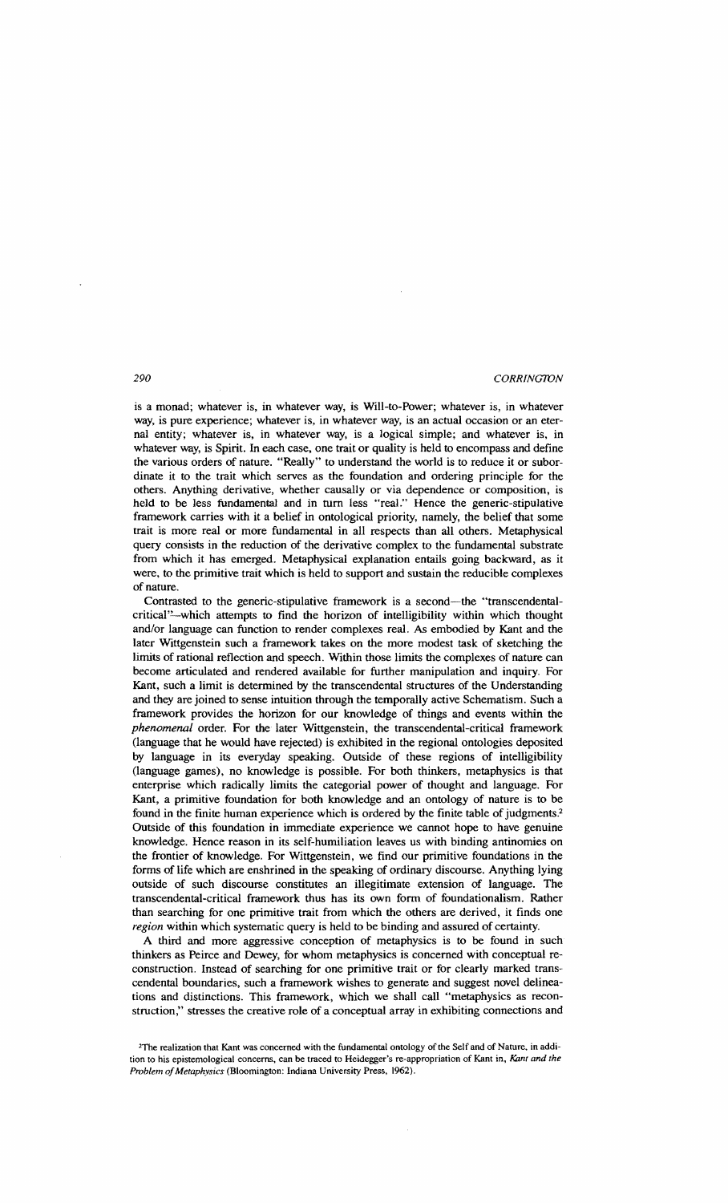is a monad; whatever is, in whatever way, is Will-to-Power; whatever is, in whatever way, is pure experience; whatever is, in whatever way, is an actual occasion or an eternal entity; whatever is, in whatever way, is a logical simple; and whatever is, in whatever way, is Spirit. In each case, one trait or quality is held to encompass and define the various orders of nature. "Really" to understand the world is to reduce it or subordinate it to the trait which serves as the foundation and ordering principle for the others. Anything derivative, whether causally or via dependence or composition, is held to be less fundamental and in turn less "real." Hence the generic-stipulative framework carries with it a belief in ontological priority, namely, the belief that some trait is more real or more fundamental in all respects than all others. Metaphysical query consists in the reduction of the derivative complex to the fundamental substrate from which it has emerged. Metaphysical explanation entails going backward, as it were, to the primitive trait which is held to support and sustain the reducible complexes of nature.

Contrasted to the generic-stipulative framework is a second—the "transcendental-critical"—which attempts to find the horizon of intelligibility within which thought and/or language can function to render complexes real. As embodied by Kant and the later Wittgenstein such a framework takes on the more modest task of sketching the limits of rational reflection and speech. Within those limits the complexes of nature can become articulated and rendered available for further manipulation and inquiry. For Kant, such a limit is determined by the transcendental structures of the Understanding and they are joined to sense intuition through the temporally active Schematism. Such a framework provides the horizon for our knowledge of things and events within the *phenomenal* order. For the later Wittgenstein, the transcendental-critical framework (language that he would have rejected) is exhibited in the regional ontologies deposited by language in its everyday speaking. Outside of these regions of intelligibility (language games), no knowledge is possible. For both thinkers, metaphysics is that enterprise which radically limits the categorial power of thought and language. For Kant, a primitive foundation for both knowledge and an ontology of nature is to be found in the finite human experience which is ordered by the finite table of judgments.[2] Outside of this foundation in immediate experience we cannot hope to have genuine knowledge. Hence reason in its self-humiliation leaves us with binding antinomies on the frontier of knowledge. For Wittgenstein, we find our primitive foundations in the forms of life which are enshrined in the speaking of ordinary discourse. Anything lying outside of such discourse constitutes an illegitimate extension of language. The transcendental-critical framework thus has its own form of foundationalism. Rather than searching for one primitive trait from which the others are derived, it finds one *region* within which systematic query is held to be binding and assured of certainty.

A third and more aggressive conception of metaphysics is to be found in such thinkers as Peirce and Dewey, for whom metaphysics is concerned with conceptual reconstruction. Instead of searching for one primitive trait or for clearly marked transcendental boundaries, such a framework wishes to generate and suggest novel delineations and distinctions. This framework, which we shall call "metaphysics as reconstruction," stresses the creative role of a conceptual array in exhibiting connections and

[2]The realization that Kant was concerned with the fundamental ontology of the Self and of Nature, in addition to his epistemological concerns, can be traced to Heidegger's re-appropriation of Kant in, *Kant and the Problem of Metaphysics* (Bloomington: Indiana University Press, 1962).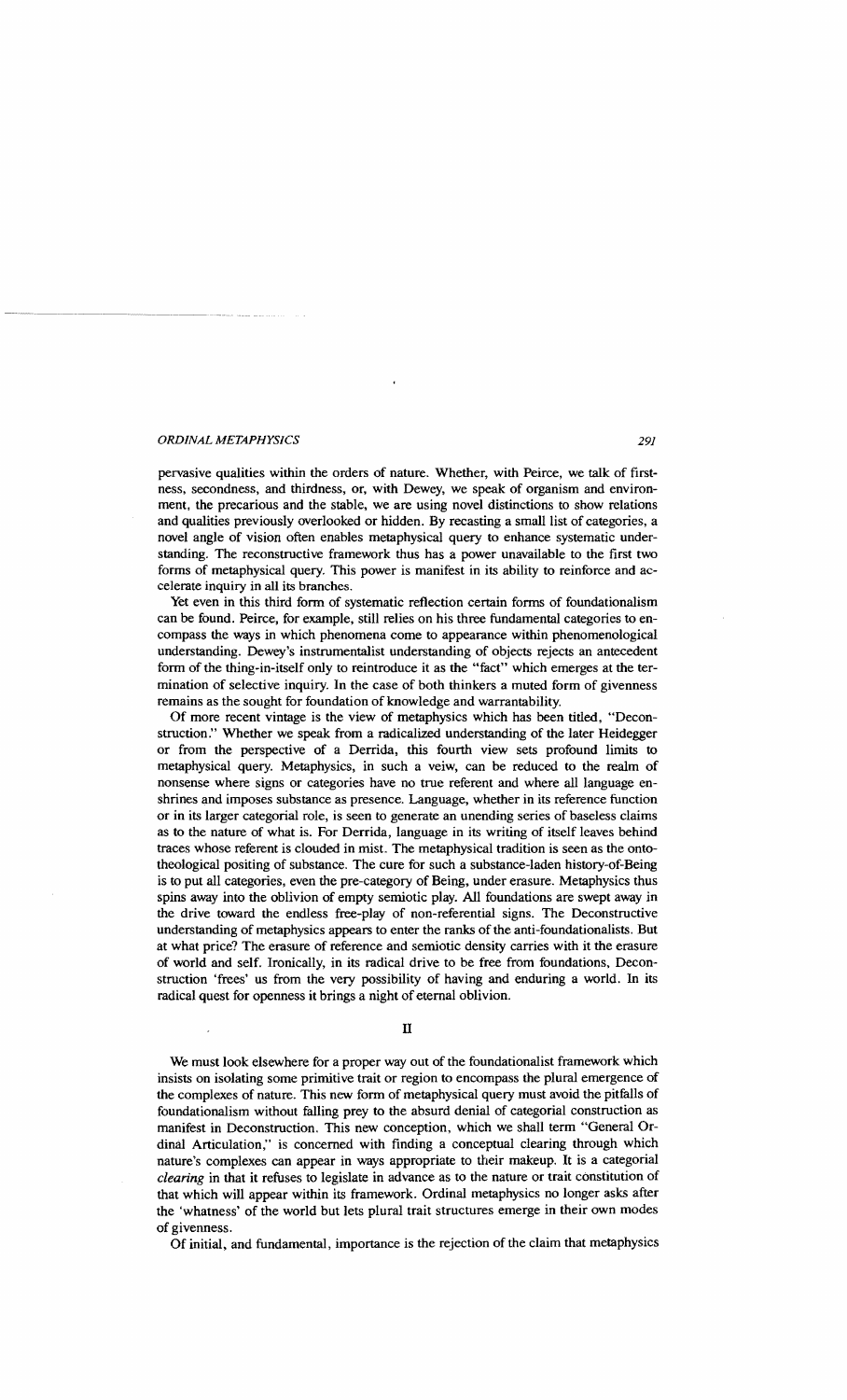pervasive qualities within the orders of nature. Whether, with Peirce, we talk of firstness, secondness, and thirdness, or, with Dewey, we speak of organism and environment, the precarious and the stable, we are using novel distinctions to show relations and qualities previously overlooked or hidden. By recasting a small list of categories, a novel angle of vision often enables metaphysical query to enhance systematic understanding. The reconstructive framework thus has a power unavailable to the first two forms of metaphysical query. This power is manifest in its ability to reinforce and accelerate inquiry in all its branches.

Yet even in this third form of systematic reflection certain forms of foundationalism can be found. Peirce, for example, still relies on his three fundamental categories to encompass the ways in which phenomena come to appearance within phenomenological understanding. Dewey's instrumentalist understanding of objects rejects an antecedent form of the thing-in-itself only to reintroduce it as the "fact" which emerges at the termination of selective inquiry. In the case of both thinkers a muted form of givenness remains as the sought for foundation of knowledge and warrantability.

Of more recent vintage is the view of metaphysics which has been titled, "Deconstruction." Whether we speak from a radicalized understanding of the later Heidegger or from the perspective of a Derrida, this fourth view sets profound limits to metaphysical query. Metaphysics, in such a veiw, can be reduced to the realm of nonsense where signs or categories have no true referent and where all language enshrines and imposes substance as presence. Language, whether in its reference function or in its larger categorial role, is seen to generate an unending series of baseless claims as to the nature of what is. For Derrida, language in its writing of itself leaves behind traces whose referent is clouded in mist. The metaphysical tradition is seen as the ontotheological positing of substance. The cure for such a substance-laden history-of-Being is to put all categories, even the pre-category of Being, under erasure. Metaphysics thus spins away into the oblivion of empty semiotic play. All foundations are swept away in the drive toward the endless free-play of non-referential signs. The Deconstructive understanding of metaphysics appears to enter the ranks of the anti-foundationalists. But at what price? The erasure of reference and semiotic density carries with it the erasure of world and self. Ironically, in its radical drive to be free from foundations, Deconstruction 'frees' us from the very possibility of having and enduring a world. In its radical quest for openness it brings a night of eternal oblivion.

## II

We must look elsewhere for a proper way out of the foundationalist framework which insists on isolating some primitive trait or region to encompass the plural emergence of the complexes of nature. This new form of metaphysical query must avoid the pitfalls of foundationalism without falling prey to the absurd denial of categorial construction as manifest in Deconstruction. This new conception, which we shall term "General Ordinal Articulation," is concerned with finding a conceptual clearing through which nature's complexes can appear in ways appropriate to their makeup. It is a categorial *clearing* in that it refuses to legislate in advance as to the nature or trait constitution of that which will appear within its framework. Ordinal metaphysics no longer asks after the 'whatness' of the world but lets plural trait structures emerge in their own modes of givenness.

Of initial, and fundamental, importance is the rejection of the claim that metaphysics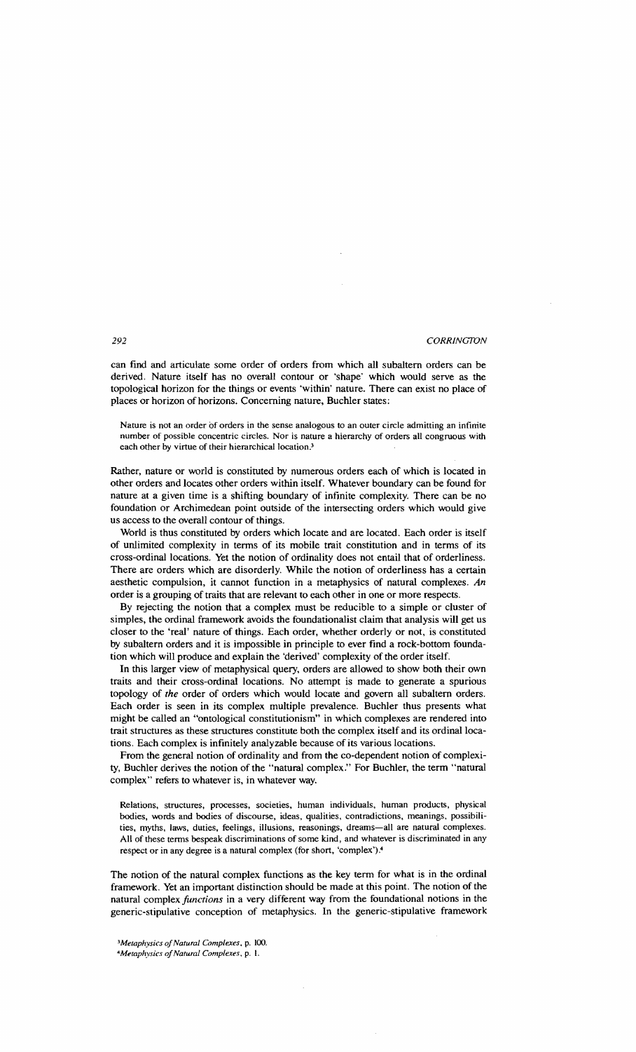can find and articulate some order of orders from which all subaltern orders can be derived. Nature itself has no overall contour or 'shape' which would serve as the topological horizon for the things or events 'within' nature. There can exist no place of places or horizon of horizons. Concerning nature, Buchler states:

> Nature is not an order of orders in the sense analogous to an outer circle admitting an infinite number of possible concentric circles. Nor is nature a hierarchy of orders all congruous with each other by virtue of their hierarchical location.[3]

Rather, nature or world is constituted by numerous orders each of which is located in other orders and locates other orders within itself. Whatever boundary can be found for nature at a given time is a shifting boundary of infinite complexity. There can be no foundation or Archimedean point outside of the intersecting orders which would give us access to the overall contour of things.

World is thus constituted by orders which locate and are located. Each order is itself of unlimited complexity in terms of its mobile trait constitution and in terms of its cross-ordinal locations. Yet the notion of ordinality does not entail that of orderliness. There are orders which are disorderly. While the notion of orderliness has a certain aesthetic compulsion, it cannot function in a metaphysics of natural complexes. *An* order is a grouping of traits that are relevant to each other in one or more respects.

By rejecting the notion that a complex must be reducible to a simple or cluster of simples, the ordinal framework avoids the foundationalist claim that analysis will get us closer to the 'real' nature of things. Each order, whether orderly or not, is constituted by subaltern orders and it is impossible in principle to ever find a rock-bottom foundation which will produce and explain the 'derived' complexity of the order itself.

In this larger view of metaphysical query, orders are allowed to show both their own traits and their cross-ordinal locations. No attempt is made to generate a spurious topology of *the* order of orders which would locate and govern all subaltern orders. Each order is seen in its complex multiple prevalence. Buchler thus presents what might be called an "ontological constitutionism" in which complexes are rendered into trait structures as these structures constitute both the complex itself and its ordinal locations. Each complex is infinitely analyzable because of its various locations.

From the general notion of ordinality and from the co-dependent notion of complexity, Buchler derives the notion of the "natural complex." For Buchler, the term "natural complex" refers to whatever is, in whatever way.

> Relations, structures, processes, societies, human individuals, human products, physical bodies, words and bodies of discourse, ideas, qualities, contradictions, meanings, possibilities, myths, laws, duties, feelings, illusions, reasonings, dreams—all are natural complexes. All of these terms bespeak discriminations of some kind, and whatever is discriminated in any respect or in any degree is a natural complex (for short, 'complex').[4]

The notion of the natural complex functions as the key term for what is in the ordinal framework. Yet an important distinction should be made at this point. The notion of the natural complex *functions* in a very different way from the foundational notions in the generic-stipulative conception of metaphysics. In the generic-stipulative framework

[3] *Metaphysics of Natural Complexes*, p. 100.
[4] *Metaphysics of Natural Complexes*, p. 1.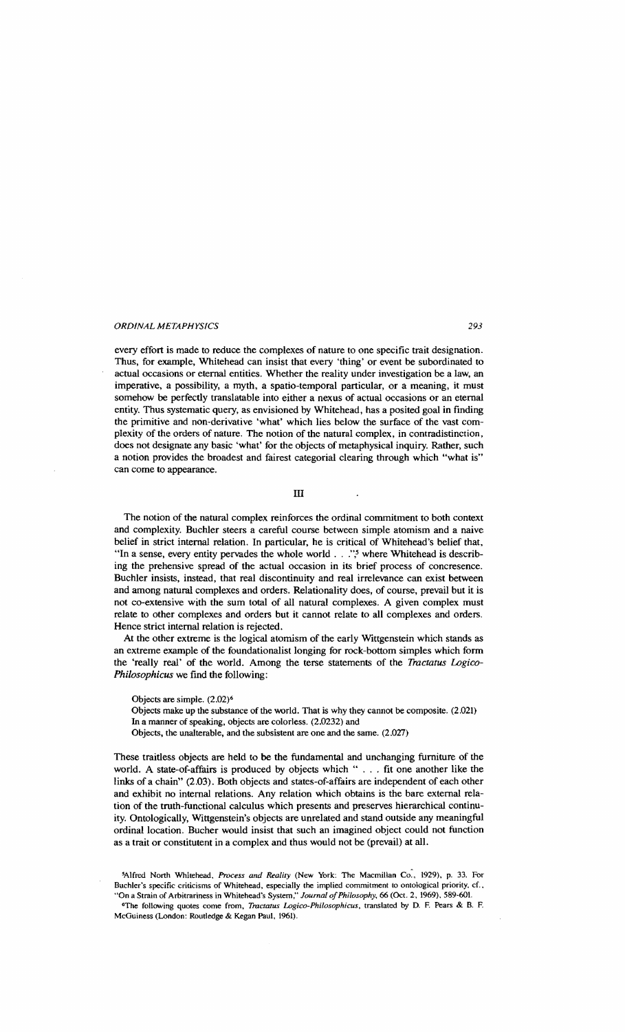every effort is made to reduce the complexes of nature to one specific trait designation. Thus, for example, Whitehead can insist that every 'thing' or event be subordinated to actual occasions or eternal entities. Whether the reality under investigation be a law, an imperative, a possibility, a myth, a spatio-temporal particular, or a meaning, it must somehow be perfectly translatable into either a nexus of actual occasions or an eternal entity. Thus systematic query, as envisioned by Whitehead, has a posited goal in finding the primitive and non-derivative 'what' which lies below the surface of the vast complexity of the orders of nature. The notion of the natural complex, in contradistinction, does not designate any basic 'what' for the objects of metaphysical inquiry. Rather, such a notion provides the broadest and fairest categorial clearing through which "what is" can come to appearance.

## III

The notion of the natural complex reinforces the ordinal commitment to both context and complexity. Buchler steers a careful course between simple atomism and a naive belief in strict internal relation. In particular, he is critical of Whitehead's belief that, "In a sense, every entity pervades the whole world . . ."[5] where Whitehead is describing the prehensive spread of the actual occasion in its brief process of concrescence. Buchler insists, instead, that real discontinuity and real irrelevance can exist between and among natural complexes and orders. Relationality does, of course, prevail but it is not co-extensive with the sum total of all natural complexes. A given complex must relate to other complexes and orders but it cannot relate to all complexes and orders. Hence strict internal relation is rejected.

At the other extreme is the logical atomism of the early Wittgenstein which stands as an extreme example of the foundationalist longing for rock-bottom simples which form the 'really real' of the world. Among the terse statements of the *Tractatus Logico-Philosophicus* we find the following:

> Objects are simple. (2.02)[6]
> Objects make up the substance of the world. That is why they cannot be composite. (2.021)
> In a manner of speaking, objects are colorless. (2.0232) and
> Objects, the unalterable, and the subsistent are one and the same. (2.027)

These traitless objects are held to be the fundamental and unchanging furniture of the world. A state-of-affairs is produced by objects which " . . . fit one another like the links of a chain" (2.03). Both objects and states-of-affairs are independent of each other and exhibit no internal relations. Any relation which obtains is the bare external relation of the truth-functional calculus which presents and preserves hierarchical continuity. Ontologically, Wittgenstein's objects are unrelated and stand outside any meaningful ordinal location. Bucher would insist that such an imagined object could not function as a trait or constitutent in a complex and thus would not be (prevail) at all.

[5]Alfred North Whitehead, *Process and Reality* (New York: The Macmillan Co., 1929), p. 33. For Buchler's specific criticisms of Whitehead, especially the implied commitment to ontological priority, cf., "On a Strain of Arbitrariness in Whitehead's System," *Journal of Philosophy*, 66 (Oct. 2, 1969), 589-601.

[6]The following quotes come from, *Tractatus Logico-Philosophicus*, translated by D. F. Pears & B. F. McGuiness (London: Routledge & Kegan Paul, 1961).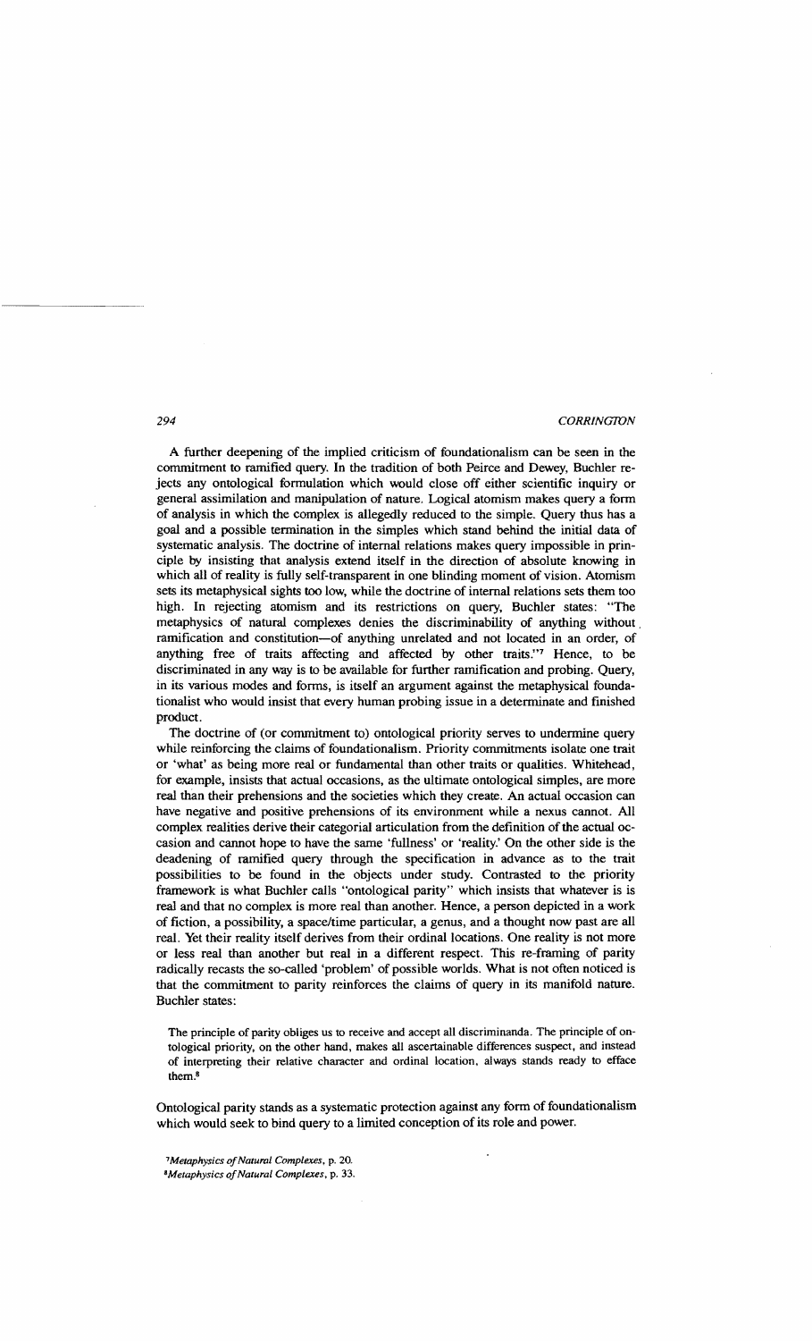A further deepening of the implied criticism of foundationalism can be seen in the commitment to ramified query. In the tradition of both Peirce and Dewey, Buchler rejects any ontological formulation which would close off either scientific inquiry or general assimilation and manipulation of nature. Logical atomism makes query a form of analysis in which the complex is allegedly reduced to the simple. Query thus has a goal and a possible termination in the simples which stand behind the initial data of systematic analysis. The doctrine of internal relations makes query impossible in principle by insisting that analysis extend itself in the direction of absolute knowing in which all of reality is fully self-transparent in one blinding moment of vision. Atomism sets its metaphysical sights too low, while the doctrine of internal relations sets them too high. In rejecting atomism and its restrictions on query, Buchler states: "The metaphysics of natural complexes denies the discriminability of anything without ramification and constitution—of anything unrelated and not located in an order, of anything free of traits affecting and affected by other traits."[7] Hence, to be discriminated in any way is to be available for further ramification and probing. Query, in its various modes and forms, is itself an argument against the metaphysical foundationalist who would insist that every human probing issue in a determinate and finished product.

The doctrine of (or commitment to) ontological priority serves to undermine query while reinforcing the claims of foundationalism. Priority commitments isolate one trait or 'what' as being more real or fundamental than other traits or qualities. Whitehead, for example, insists that actual occasions, as the ultimate ontological simples, are more real than their prehensions and the societies which they create. An actual occasion can have negative and positive prehensions of its environment while a nexus cannot. All complex realities derive their categorial articulation from the definition of the actual occasion and cannot hope to have the same 'fullness' or 'reality.' On the other side is the deadening of ramified query through the specification in advance as to the trait possibilities to be found in the objects under study. Contrasted to the priority framework is what Buchler calls "ontological parity" which insists that whatever is is real and that no complex is more real than another. Hence, a person depicted in a work of fiction, a possibility, a space/time particular, a genus, and a thought now past are all real. Yet their reality itself derives from their ordinal locations. One reality is not more or less real than another but real in a different respect. This re-framing of parity radically recasts the so-called 'problem' of possible worlds. What is not often noticed is that the commitment to parity reinforces the claims of query in its manifold nature. Buchler states:

> The principle of parity obliges us to receive and accept all discriminanda. The principle of ontological priority, on the other hand, makes all ascertainable differences suspect, and instead of interpreting their relative character and ordinal location, always stands ready to efface them.[8]

Ontological parity stands as a systematic protection against any form of foundationalism which would seek to bind query to a limited conception of its role and power.

[7] *Metaphysics of Natural Complexes*, p. 20.
[8] *Metaphysics of Natural Complexes*, p. 33.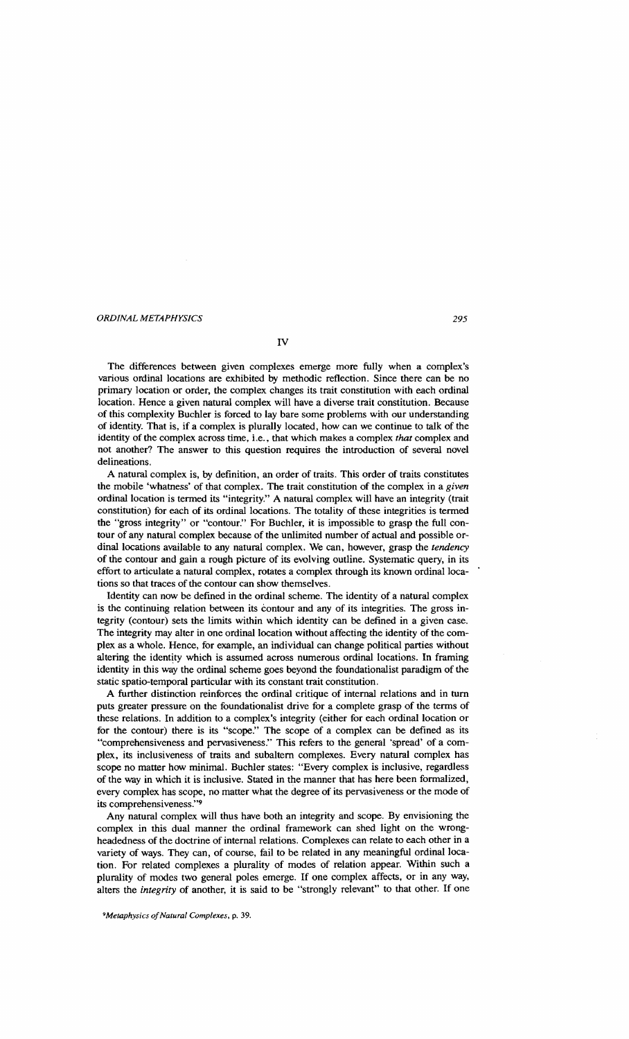## IV

The differences between given complexes emerge more fully when a complex's various ordinal locations are exhibited by methodic reflection. Since there can be no primary location or order, the complex changes its trait constitution with each ordinal location. Hence a given natural complex will have a diverse trait constitution. Because of this complexity Buchler is forced to lay bare some problems with our understanding of identity. That is, if a complex is plurally located, how can we continue to talk of the identity of the complex across time, i.e., that which makes a complex *that* complex and not another? The answer to this question requires the introduction of several novel delineations.

A natural complex is, by definition, an order of traits. This order of traits constitutes the mobile 'whatness' of that complex. The trait constitution of the complex in a *given* ordinal location is termed its "integrity." A natural complex will have an integrity (trait constitution) for each of its ordinal locations. The totality of these integrities is termed the "gross integrity" or "contour." For Buchler, it is impossible to grasp the full contour of any natural complex because of the unlimited number of actual and possible ordinal locations available to any natural complex. We can, however, grasp the *tendency* of the contour and gain a rough picture of its evolving outline. Systematic query, in its effort to articulate a natural complex, rotates a complex through its known ordinal locations so that traces of the contour can show themselves.

Identity can now be defined in the ordinal scheme. The identity of a natural complex is the continuing relation between its contour and any of its integrities. The gross integrity (contour) sets the limits within which identity can be defined in a given case. The integrity may alter in one ordinal location without affecting the identity of the complex as a whole. Hence, for example, an individual can change political parties without altering the identity which is assumed across numerous ordinal locations. In framing identity in this way the ordinal scheme goes beyond the foundationalist paradigm of the static spatio-temporal particular with its constant trait constitution.

A further distinction reinforces the ordinal critique of internal relations and in turn puts greater pressure on the foundationalist drive for a complete grasp of the terms of these relations. In addition to a complex's integrity (either for each ordinal location or for the contour) there is its "scope." The scope of a complex can be defined as its "comprehensiveness and pervasiveness." This refers to the general 'spread' of a complex, its inclusiveness of traits and subaltern complexes. Every natural complex has scope no matter how minimal. Buchler states: "Every complex is inclusive, regardless of the way in which it is inclusive. Stated in the manner that has here been formalized, every complex has scope, no matter what the degree of its pervasiveness or the mode of its comprehensiveness."[9]

Any natural complex will thus have both an integrity and scope. By envisioning the complex in this dual manner the ordinal framework can shed light on the wrong-headedness of the doctrine of internal relations. Complexes can relate to each other in a variety of ways. They can, of course, fail to be related in any meaningful ordinal location. For related complexes a plurality of modes of relation appear. Within such a plurality of modes two general poles emerge. If one complex affects, or in any way, alters the *integrity* of another, it is said to be "strongly relevant" to that other. If one

[9] *Metaphysics of Natural Complexes*, p. 39.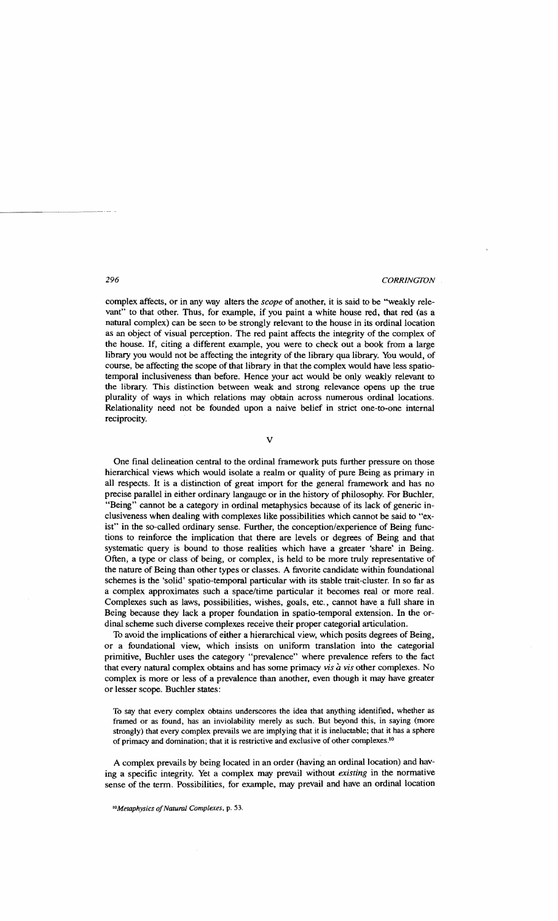complex affects, or in any way alters the *scope* of another, it is said to be "weakly relevant" to that other. Thus, for example, if you paint a white house red, that red (as a natural complex) can be seen to be strongly relevant to the house in its ordinal location as an object of visual perception. The red paint affects the integrity of the complex of the house. If, citing a different example, you were to check out a book from a large library you would not be affecting the integrity of the library qua library. You would, of course, be affecting the scope of that library in that the complex would have less spatio-temporal inclusiveness than before. Hence your act would be only weakly relevant to the library. This distinction between weak and strong relevance opens up the true plurality of ways in which relations may obtain across numerous ordinal locations. Relationality need not be founded upon a naive belief in strict one-to-one internal reciprocity.

## V

One final delineation central to the ordinal framework puts further pressure on those hierarchical views which would isolate a realm or quality of pure Being as primary in all respects. It is a distinction of great import for the general framework and has no precise parallel in either ordinary langauge or in the history of philosophy. For Buchler, "Being" cannot be a category in ordinal metaphysics because of its lack of generic inclusiveness when dealing with complexes like possibilities which cannot be said to "exist" in the so-called ordinary sense. Further, the conception/experience of Being functions to reinforce the implication that there are levels or degrees of Being and that systematic query is bound to those realities which have a greater 'share' in Being. Often, a type or class of being, or complex, is held to be more truly representative of the nature of Being than other types or classes. A favorite candidate within foundational schemes is the 'solid' spatio-temporal particular with its stable trait-cluster. In so far as a complex approximates such a space/time particular it becomes real or more real. Complexes such as laws, possibilities, wishes, goals, etc., cannot have a full share in Being because they lack a proper foundation in spatio-temporal extension. In the ordinal scheme such diverse complexes receive their proper categorial articulation.

To avoid the implications of either a hierarchical view, which posits degrees of Being, or a foundational view, which insists on uniform translation into the categorial primitive, Buchler uses the category "prevalence" where prevalence refers to the fact that every natural complex obtains and has some primacy *vis à vis* other complexes. No complex is more or less of a prevalence than another, even though it may have greater or lesser scope. Buchler states:

> To say that every complex obtains underscores the idea that anything identified, whether as framed or as found, has an inviolability merely as such. But beyond this, in saying (more strongly) that every complex prevails we are implying that it is ineluctable; that it has a sphere of primacy and domination; that it is restrictive and exclusive of other complexes.[10]

A complex prevails by being located in an order (having an ordinal location) and having a specific integrity. Yet a complex may prevail without *existing* in the normative sense of the term. Possibilities, for example, may prevail and have an ordinal location

[10] *Metaphysics of Natural Complexes*, p. 53.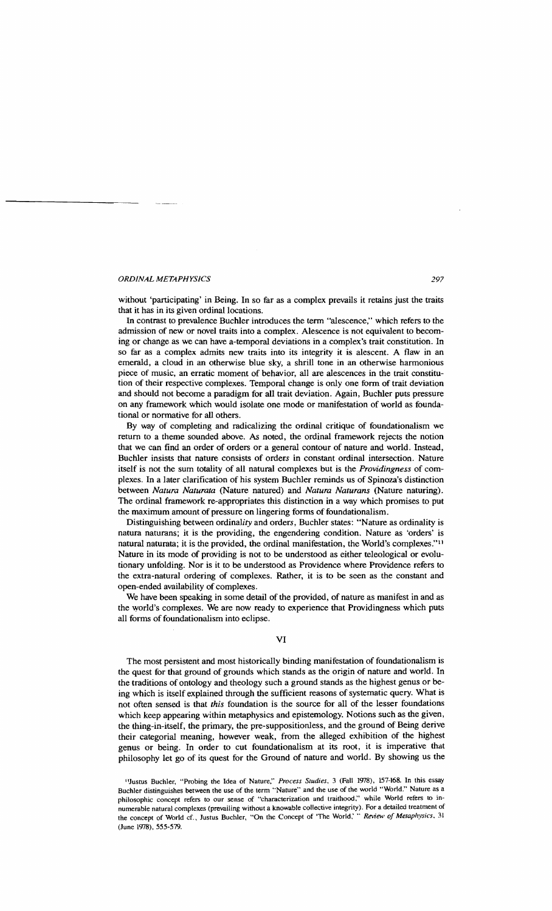without 'participating' in Being. In so far as a complex prevails it retains just the traits that it has in its given ordinal locations.

In contrast to prevalence Buchler introduces the term "alescence," which refers to the admission of new or novel traits into a complex. Alescence is not equivalent to becoming or change as we can have a-temporal deviations in a complex's trait constitution. In so far as a complex admits new traits into its integrity it is alescent. A flaw in an emerald, a cloud in an otherwise blue sky, a shrill tone in an otherwise harmonious piece of music, an erratic moment of behavior, all are alescences in the trait constitution of their respective complexes. Temporal change is only one form of trait deviation and should not become a paradigm for all trait deviation. Again, Buchler puts pressure on any framework which would isolate one mode or manifestation of world as foundational or normative for all others.

By way of completing and radicalizing the ordinal critique of foundationalism we return to a theme sounded above. As noted, the ordinal framework rejects the notion that we can find an order of orders or a general contour of nature and world. Instead, Buchler insists that nature consists of order*s* in constant ordinal intersection. Nature itself is not the sum totality of all natural complexes but is the *Providingness* of complexes. In a later clarification of his system Buchler reminds us of Spinoza's distinction between *Natura Naturata* (Nature natured) and *Natura Naturans* (Nature naturing). The ordinal framework re-appropriates this distinction in a way which promises to put the maximum amount of pressure on lingering forms of foundationalism.

Distinguishing between ordinal*ity* and orders, Buchler states: "Nature as ordinality is natura naturans; it is the providing, the engendering condition. Nature as 'orders' is natural naturata; it is the provided, the ordinal manifestation, the World's complexes."[11] Nature in its mode of providing is not to be understood as either teleological or evolutionary unfolding. Nor is it to be understood as Providence where Providence refers to the extra-natural ordering of complexes. Rather, it is to be seen as the constant and open-ended availability of complexes.

We have been speaking in some detail of the provided, of nature as manifest in and as the world's complexes. We are now ready to experience that Providingness which puts all forms of foundationalism into eclipse.

## VI

The most persistent and most historically binding manifestation of foundationalism is the quest for that ground of grounds which stands as the origin of nature and world. In the traditions of ontology and theology such a ground stands as the highest genus or being which is itself explained through the sufficient reasons of systematic query. What is not often sensed is that *this* foundation is the source for all of the lesser foundations which keep appearing within metaphysics and epistemology. Notions such as the given, the thing-in-itself, the primary, the pre-suppositionless, and the ground of Being derive their categorial meaning, however weak, from the alleged exhibition of the highest genus or being. In order to cut foundationalism at its root, it is imperative that philosophy let go of its quest for the Ground of nature and world. By showing us the

[11] Justus Buchler, "Probing the Idea of Nature," *Process Studies*, 3 (Fall 1978), 157-168. In this essay Buchler distinguishes between the use of the term "Nature" and the use of the world "World." Nature as a philosophic concept refers to our sense of "characterization and traithood," while World refers to innumerable natural complexes (prevailing without a knowable collective integrity). For a detailed treatment of the concept of World cf., Justus Buchler, "On the Concept of 'The World,'" *Review of Metaphysics*, 31 (June 1978), 555-579.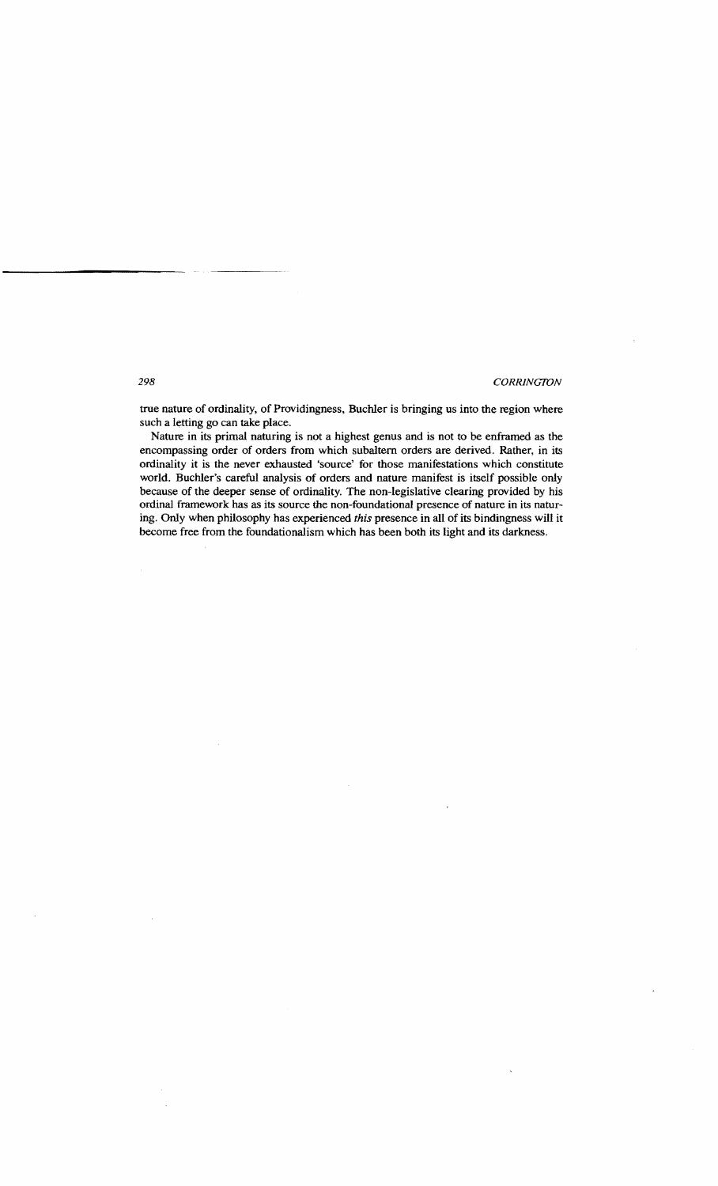true nature of ordinality, of Providingness, Buchler is bringing us into the region where such a letting go can take place.

Nature in its primal naturing is not a highest genus and is not to be enframed as the encompassing order of orders from which subaltern orders are derived. Rather, in its ordinality it is the never exhausted 'source' for those manifestations which constitute world. Buchler's careful analysis of orders and nature manifest is itself possible only because of the deeper sense of ordinality. The non-legislative clearing provided by his ordinal framework has as its source the non-foundational presence of nature in its naturing. Only when philosophy has experienced *this* presence in all of its bindingness will it become free from the foundationalism which has been both its light and its darkness.